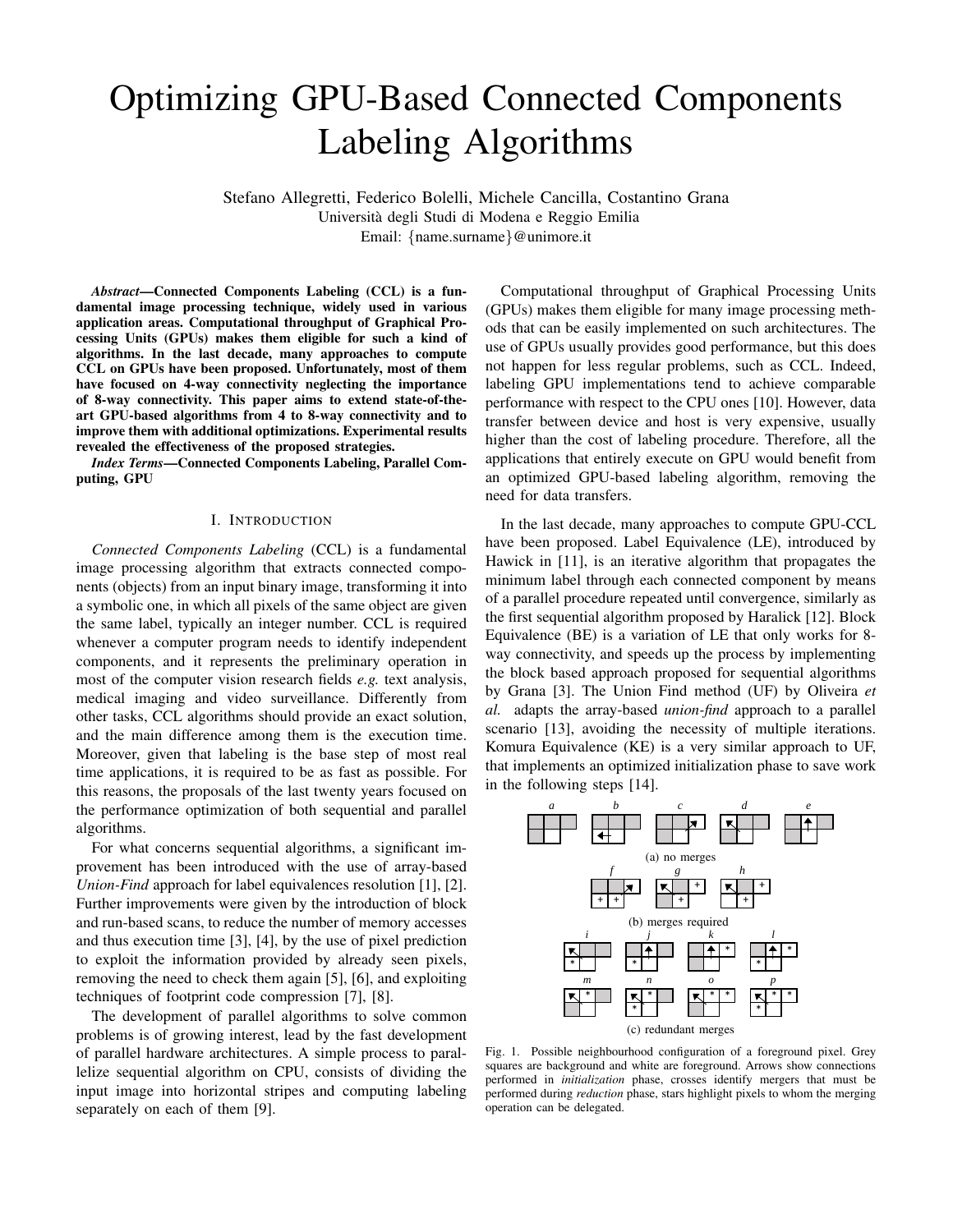# Optimizing GPU-Based Connected Components Labeling Algorithms

Stefano Allegretti, Federico Bolelli, Michele Cancilla, Costantino Grana
Università degli Studi di Modena e Reggio Emilia
Email: {name.surname}@unimore.it

***Abstract*—Connected Components Labeling (CCL) is a fundamental image processing technique, widely used in various application areas. Computational throughput of Graphical Processing Units (GPUs) makes them eligible for such a kind of algorithms. In the last decade, many approaches to compute CCL on GPUs have been proposed. Unfortunately, most of them have focused on 4-way connectivity neglecting the importance of 8-way connectivity. This paper aims to extend state-of-the-art GPU-based algorithms from 4 to 8-way connectivity and to improve them with additional optimizations. Experimental results revealed the effectiveness of the proposed strategies.**

***Index Terms*—Connected Components Labeling, Parallel Computing, GPU**

## I. Introduction

*Connected Components Labeling* (CCL) is a fundamental image processing algorithm that extracts connected components (objects) from an input binary image, transforming it into a symbolic one, in which all pixels of the same object are given the same label, typically an integer number. CCL is required whenever a computer program needs to identify independent components, and it represents the preliminary operation in most of the computer vision research fields *e.g.* text analysis, medical imaging and video surveillance. Differently from other tasks, CCL algorithms should provide an exact solution, and the main difference among them is the execution time. Moreover, given that labeling is the base step of most real time applications, it is required to be as fast as possible. For this reasons, the proposals of the last twenty years focused on the performance optimization of both sequential and parallel algorithms.

For what concerns sequential algorithms, a significant improvement has been introduced with the use of array-based *Union-Find* approach for label equivalences resolution [1], [2]. Further improvements were given by the introduction of block and run-based scans, to reduce the number of memory accesses and thus execution time [3], [4], by the use of pixel prediction to exploit the information provided by already seen pixels, removing the need to check them again [5], [6], and exploiting techniques of footprint code compression [7], [8].

The development of parallel algorithms to solve common problems is of growing interest, lead by the fast development of parallel hardware architectures. A simple process to parallelize sequential algorithm on CPU, consists of dividing the input image into horizontal stripes and computing labeling separately on each of them [9].

Computational throughput of Graphical Processing Units (GPUs) makes them eligible for many image processing methods that can be easily implemented on such architectures. The use of GPUs usually provides good performance, but this does not happen for less regular problems, such as CCL. Indeed, labeling GPU implementations tend to achieve comparable performance with respect to the CPU ones [10]. However, data transfer between device and host is very expensive, usually higher than the cost of labeling procedure. Therefore, all the applications that entirely execute on GPU would benefit from an optimized GPU-based labeling algorithm, removing the need for data transfers.

In the last decade, many approaches to compute GPU-CCL have been proposed. Label Equivalence (LE), introduced by Hawick in [11], is an iterative algorithm that propagates the minimum label through each connected component by means of a parallel procedure repeated until convergence, similarly as the first sequential algorithm proposed by Haralick [12]. Block Equivalence (BE) is a variation of LE that only works for 8-way connectivity, and speeds up the process by implementing the block based approach proposed for sequential algorithms by Grana [3]. The Union Find method (UF) by Oliveira *et al.* adapts the array-based *union-find* approach to a parallel scenario [13], avoiding the necessity of multiple iterations. Komura Equivalence (KE) is a very similar approach to UF, that implements an optimized initialization phase to save work in the following steps [14].

Fig. 1. Possible neighbourhood configuration of a foreground pixel. Grey squares are background and white are foreground. Arrows show connections performed in *initialization* phase, crosses identify mergers that must be performed during *reduction* phase, stars highlight pixels to whom the merging operation can be delegated.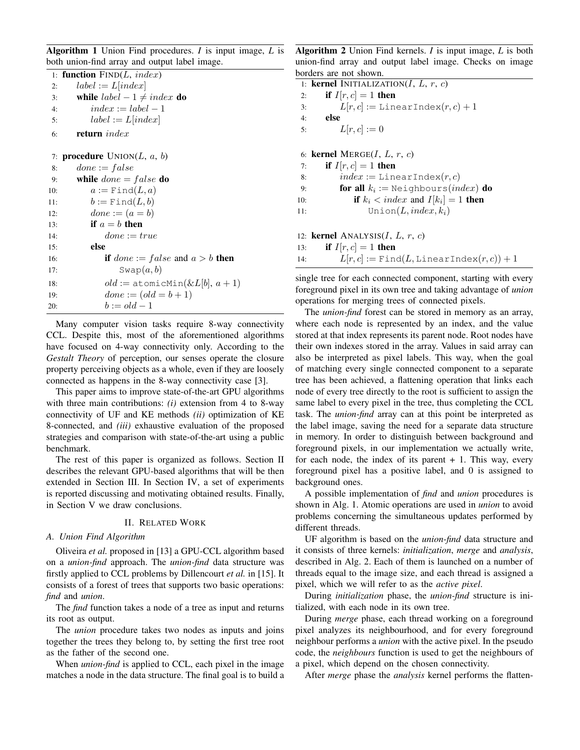**Algorithm 1** Union Find procedures. *I* is input image, *L* is both union-find array and output label image.

```
 1: function FIND(L, index)
 2:     label := L[index]
 3:     while label − 1 ≠ index do
 4:         index := label − 1
 5:         label := L[index]
 6:     return index

 7: procedure UNION(L, a, b)
 8:     done := false
 9:     while done = false do
10:         a := Find(L, a)
11:         b := Find(L, b)
12:         done := (a = b)
13:         if a = b then
14:             done := true
15:         else
16:             if done := false and a > b then
17:                 Swap(a, b)
18:             old := atomicMin(&L[b], a + 1)
19:             done := (old = b + 1)
20:             b := old − 1
```

Many computer vision tasks require 8-way connectivity CCL. Despite this, most of the aforementioned algorithms have focused on 4-way connectivity only. According to the *Gestalt Theory* of perception, our senses operate the closure property perceiving objects as a whole, even if they are loosely connected as happens in the 8-way connectivity case [3].

This paper aims to improve state-of-the-art GPU algorithms with three main contributions: *(i)* extension from 4 to 8-way connectivity of UF and KE methods *(ii)* optimization of KE 8-connected, and *(iii)* exhaustive evaluation of the proposed strategies and comparison with state-of-the-art using a public benchmark.

The rest of this paper is organized as follows. Section II describes the relevant GPU-based algorithms that will be then extended in Section III. In Section IV, a set of experiments is reported discussing and motivating obtained results. Finally, in Section V we draw conclusions.

## II. Related Work

### A. Union Find Algorithm

Oliveira *et al.* proposed in [13] a GPU-CCL algorithm based on a *union-find* approach. The *union-find* data structure was firstly applied to CCL problems by Dillencourt *et al.* in [15]. It consists of a forest of trees that supports two basic operations: *find* and *union*.

The *find* function takes a node of a tree as input and returns its root as output.

The *union* procedure takes two nodes as inputs and joins together the trees they belong to, by setting the first tree root as the father of the second one.

When *union-find* is applied to CCL, each pixel in the image matches a node in the data structure. The final goal is to build a single tree for each connected component, starting with every foreground pixel in its own tree and taking advantage of *union* operations for merging trees of connected pixels.

**Algorithm 2** Union Find kernels. *I* is input image, *L* is both union-find array and output label image. Checks on image borders are not shown.

```
 1: kernel INITIALIZATION(I, L, r, c)
 2:     if I[r, c] = 1 then
 3:         L[r, c] := LinearIndex(r, c) + 1
 4:     else
 5:         L[r, c] := 0

 6: kernel MERGE(I, L, r, c)
 7:     if I[r, c] = 1 then
 8:         index := LinearIndex(r, c)
 9:         for all k_i := Neighbours(index) do
10:             if k_i < index and I[k_i] = 1 then
11:                 Union(L, index, k_i)

12: kernel ANALYSIS(I, L, r, c)
13:     if I[r, c] = 1 then
14:         L[r, c] := Find(L, LinearIndex(r, c)) + 1
```

The *union-find* forest can be stored in memory as an array, where each node is represented by an index, and the value stored at that index represents its parent node. Root nodes have their own indexes stored in the array. Values in said array can also be interpreted as pixel labels. This way, when the goal of matching every single connected component to a separate tree has been achieved, a flattening operation that links each node of every tree directly to the root is sufficient to assign the same label to every pixel in the tree, thus completing the CCL task. The *union-find* array can at this point be interpreted as the label image, saving the need for a separate data structure in memory. In order to distinguish between background and foreground pixels, in our implementation we actually write, for each node, the index of its parent + 1. This way, every foreground pixel has a positive label, and 0 is assigned to background ones.

A possible implementation of *find* and *union* procedures is shown in Alg. 1. Atomic operations are used in *union* to avoid problems concerning the simultaneous updates performed by different threads.

UF algorithm is based on the *union-find* data structure and it consists of three kernels: *initialization*, *merge* and *analysis*, described in Alg. 2. Each of them is launched on a number of threads equal to the image size, and each thread is assigned a pixel, which we will refer to as the *active pixel*.

During *initialization* phase, the *union-find* structure is initialized, with each node in its own tree.

During *merge* phase, each thread working on a foreground pixel analyzes its neighbourhood, and for every foreground neighbour performs a *union* with the active pixel. In the pseudo code, the *neighbours* function is used to get the neighbours of a pixel, which depend on the chosen connectivity.

After *merge* phase the *analysis* kernel performs the flatten-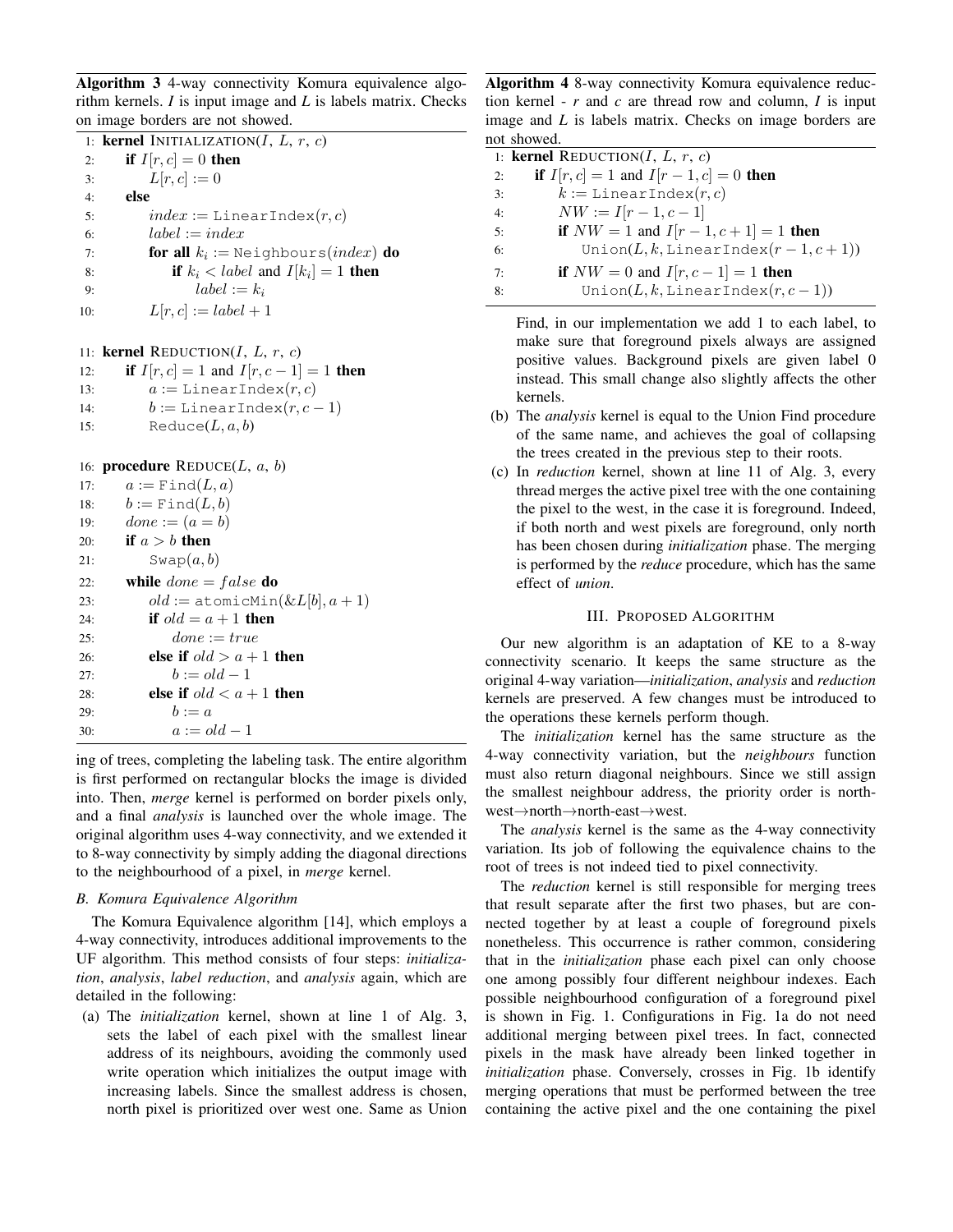**Algorithm 3** 4-way connectivity Komura equivalence algorithm kernels. *I* is input image and *L* is labels matrix. Checks on image borders are not showed.

```
1:  kernel INITIALIZATION(I, L, r, c)
2:      if I[r, c] = 0 then
3:          L[r, c] := 0
4:      else
5:          index := LinearIndex(r, c)
6:          label := index
7:          for all k_i := Neighbours(index) do
8:              if k_i < label and I[k_i] = 1 then
9:                  label := k_i
10:         L[r, c] := label + 1

11: kernel REDUCTION(I, L, r, c)
12:     if I[r, c] = 1 and I[r, c − 1] = 1 then
13:         a := LinearIndex(r, c)
14:         b := LinearIndex(r, c − 1)
15:         Reduce(L, a, b)

16: procedure REDUCE(L, a, b)
17:     a := Find(L, a)
18:     b := Find(L, b)
19:     done := (a = b)
20:     if a > b then
21:         Swap(a, b)
22:     while done = false do
23:         old := atomicMin(&L[b], a + 1)
24:         if old = a + 1 then
25:             done := true
26:         else if old > a + 1 then
27:             b := old − 1
28:         else if old < a + 1 then
29:             b := a
30:             a := old − 1
```

ing of trees, completing the labeling task. The entire algorithm is first performed on rectangular blocks the image is divided into. Then, *merge* kernel is performed on border pixels only, and a final *analysis* is launched over the whole image. The original algorithm uses 4-way connectivity, and we extended it to 8-way connectivity by simply adding the diagonal directions to the neighbourhood of a pixel, in *merge* kernel.

### *B. Komura Equivalence Algorithm*

The Komura Equivalence algorithm [14], which employs a 4-way connectivity, introduces additional improvements to the UF algorithm. This method consists of four steps: *initialization*, *analysis*, *label reduction*, and *analysis* again, which are detailed in the following:

(a) The *initialization* kernel, shown at line 1 of Alg. 3, sets the label of each pixel with the smallest linear address of its neighbours, avoiding the commonly used write operation which initializes the output image with increasing labels. Since the smallest address is chosen, north pixel is prioritized over west one. Same as Union Find, in our implementation we add 1 to each label, to make sure that foreground pixels always are assigned positive values. Background pixels are given label 0 instead. This small change also slightly affects the other kernels.

(b) The *analysis* kernel is equal to the Union Find procedure of the same name, and achieves the goal of collapsing the trees created in the previous step to their roots.

(c) In *reduction* kernel, shown at line 11 of Alg. 3, every thread merges the active pixel tree with the one containing the pixel to the west, in the case it is foreground. Indeed, if both north and west pixels are foreground, only north has been chosen during *initialization* phase. The merging is performed by the *reduce* procedure, which has the same effect of *union*.

**Algorithm 4** 8-way connectivity Komura equivalence reduction kernel - *r* and *c* are thread row and column, *I* is input image and *L* is labels matrix. Checks on image borders are not showed.

```
1: kernel REDUCTION(I, L, r, c)
2:     if I[r, c] = 1 and I[r − 1, c] = 0 then
3:         k := LinearIndex(r, c)
4:         NW := I[r − 1, c − 1]
5:         if NW = 1 and I[r − 1, c + 1] = 1 then
6:             Union(L, k, LinearIndex(r − 1, c + 1))
7:         if NW = 0 and I[r, c − 1] = 1 then
8:             Union(L, k, LinearIndex(r, c − 1))
```

## III. Proposed Algorithm

Our new algorithm is an adaptation of KE to a 8-way connectivity scenario. It keeps the same structure as the original 4-way variation—*initialization*, *analysis* and *reduction* kernels are preserved. A few changes must be introduced to the operations these kernels perform though.

The *initialization* kernel has the same structure as the 4-way connectivity variation, but the *neighbours* function must also return diagonal neighbours. Since we still assign the smallest neighbour address, the priority order is north-west→north→north-east→west.

The *analysis* kernel is the same as the 4-way connectivity variation. Its job of following the equivalence chains to the root of trees is not indeed tied to pixel connectivity.

The *reduction* kernel is still responsible for merging trees that result separate after the first two phases, but are connected together by at least a couple of foreground pixels nonetheless. This occurrence is rather common, considering that in the *initialization* phase each pixel can only choose one among possibly four different neighbour indexes. Each possible neighbourhood configuration of a foreground pixel is shown in Fig. 1. Configurations in Fig. 1a do not need additional merging between pixel trees. In fact, connected pixels in the mask have already been linked together in *initialization* phase. Conversely, crosses in Fig. 1b identify merging operations that must be performed between the tree containing the active pixel and the one containing the pixel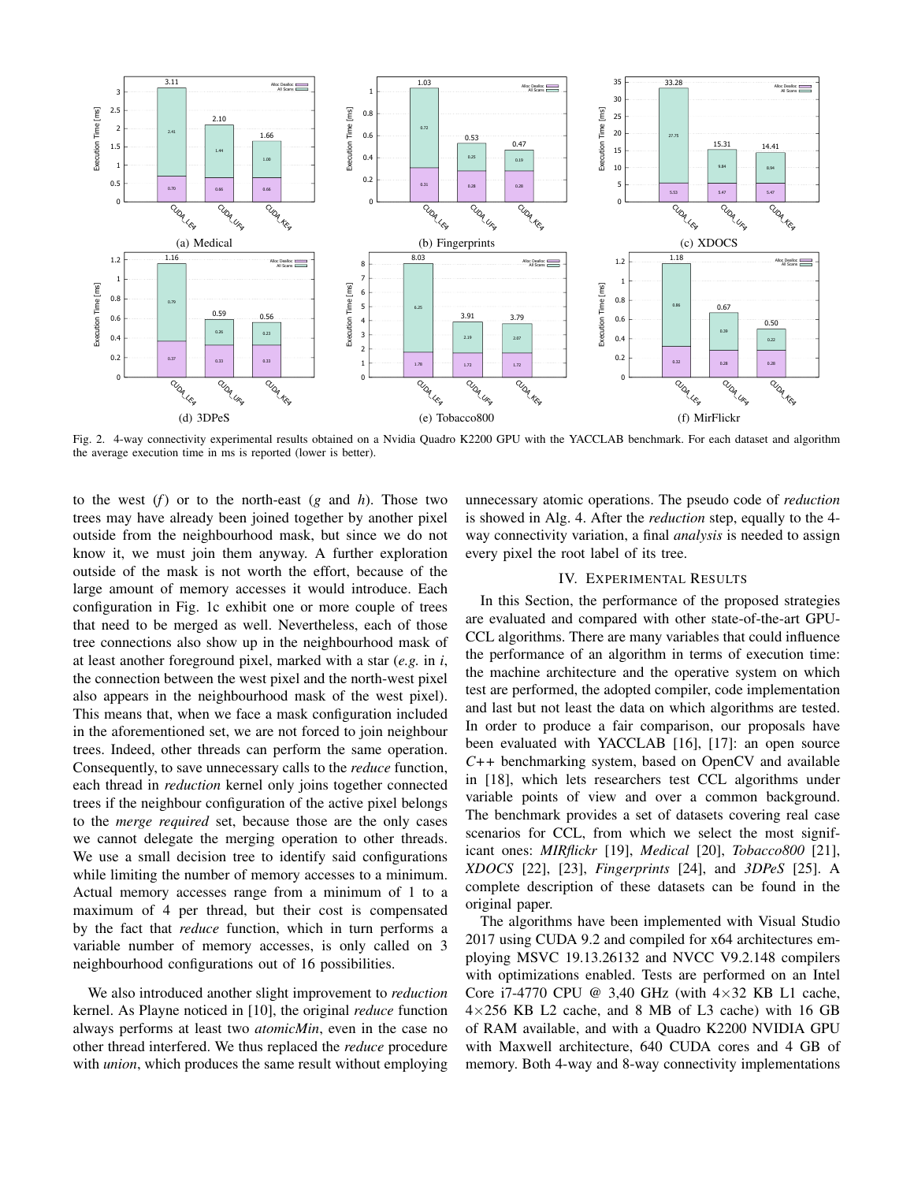Fig. 2. 4-way connectivity experimental results obtained on a Nvidia Quadro K2200 GPU with the YACCLAB benchmark. For each dataset and algorithm the average execution time in ms is reported (lower is better).

to the west ($f$) or to the north-east ($g$ and $h$). Those two trees may have already been joined together by another pixel outside from the neighbourhood mask, but since we do not know it, we must join them anyway. A further exploration outside of the mask is not worth the effort, because of the large amount of memory accesses it would introduce. Each configuration in Fig. 1c exhibit one or more couple of trees that need to be merged as well. Nevertheless, each of those tree connections also show up in the neighbourhood mask of at least another foreground pixel, marked with a star (*e.g.* in $i$, the connection between the west pixel and the north-west pixel also appears in the neighbourhood mask of the west pixel). This means that, when we face a mask configuration included in the aforementioned set, we are not forced to join neighbour trees. Indeed, other threads can perform the same operation. Consequently, to save unnecessary calls to the *reduce* function, each thread in *reduction* kernel only joins together connected trees if the neighbour configuration of the active pixel belongs to the *merge required* set, because those are the only cases we cannot delegate the merging operation to other threads. We use a small decision tree to identify said configurations while limiting the number of memory accesses to a minimum. Actual memory accesses range from a minimum of 1 to a maximum of 4 per thread, but their cost is compensated by the fact that *reduce* function, which in turn performs a variable number of memory accesses, is only called on 3 neighbourhood configurations out of 16 possibilities.

We also introduced another slight improvement to *reduction* kernel. As Playne noticed in [10], the original *reduce* function always performs at least two *atomicMin*, even in the case no other thread interfered. We thus replaced the *reduce* procedure with *union*, which produces the same result without employing unnecessary atomic operations. The pseudo code of *reduction* is showed in Alg. 4. After the *reduction* step, equally to the 4-way connectivity variation, a final *analysis* is needed to assign every pixel the root label of its tree.

## IV. Experimental Results

In this Section, the performance of the proposed strategies are evaluated and compared with other state-of-the-art GPU-CCL algorithms. There are many variables that could influence the performance of an algorithm in terms of execution time: the machine architecture and the operative system on which test are performed, the adopted compiler, code implementation and last but not least the data on which algorithms are tested. In order to produce a fair comparison, our proposals have been evaluated with YACCLAB [16], [17]: an open source *C++* benchmarking system, based on OpenCV and available in [18], which lets researchers test CCL algorithms under variable points of view and over a common background. The benchmark provides a set of datasets covering real case scenarios for CCL, from which we select the most significant ones: *MIRflickr* [19], *Medical* [20], *Tobacco800* [21], *XDOCS* [22], [23], *Fingerprints* [24], and *3DPeS* [25]. A complete description of these datasets can be found in the original paper.

The algorithms have been implemented with Visual Studio 2017 using CUDA 9.2 and compiled for x64 architectures employing MSVC 19.13.26132 and NVCC V9.2.148 compilers with optimizations enabled. Tests are performed on an Intel Core i7-4770 CPU @ 3,40 GHz (with 4×32 KB L1 cache, 4×256 KB L2 cache, and 8 MB of L3 cache) with 16 GB of RAM available, and with a Quadro K2200 NVIDIA GPU with Maxwell architecture, 640 CUDA cores and 4 GB of memory. Both 4-way and 8-way connectivity implementations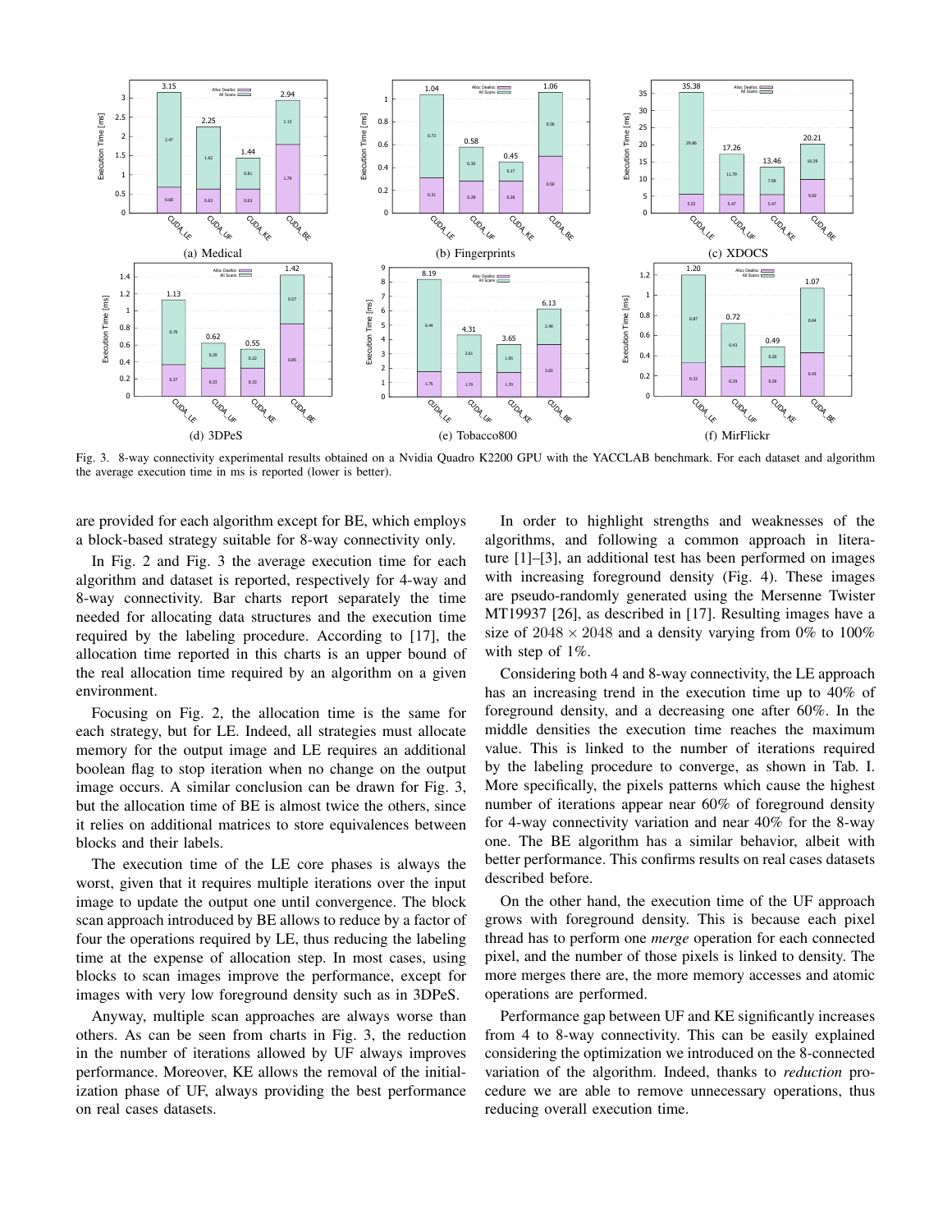Fig. 3. 8-way connectivity experimental results obtained on a Nvidia Quadro K2200 GPU with the YACCLAB benchmark. For each dataset and algorithm the average execution time in ms is reported (lower is better).

are provided for each algorithm except for BE, which employs a block-based strategy suitable for 8-way connectivity only.

In Fig. 2 and Fig. 3 the average execution time for each algorithm and dataset is reported, respectively for 4-way and 8-way connectivity. Bar charts report separately the time needed for allocating data structures and the execution time required by the labeling procedure. According to [17], the allocation time reported in this charts is an upper bound of the real allocation time required by an algorithm on a given environment.

Focusing on Fig. 2, the allocation time is the same for each strategy, but for LE. Indeed, all strategies must allocate memory for the output image and LE requires an additional boolean flag to stop iteration when no change on the output image occurs. A similar conclusion can be drawn for Fig. 3, but the allocation time of BE is almost twice the others, since it relies on additional matrices to store equivalences between blocks and their labels.

The execution time of the LE core phases is always the worst, given that it requires multiple iterations over the input image to update the output one until convergence. The block scan approach introduced by BE allows to reduce by a factor of four the operations required by LE, thus reducing the labeling time at the expense of allocation step. In most cases, using blocks to scan images improve the performance, except for images with very low foreground density such as in 3DPeS.

Anyway, multiple scan approaches are always worse than others. As can be seen from charts in Fig. 3, the reduction in the number of iterations allowed by UF always improves performance. Moreover, KE allows the removal of the initialization phase of UF, always providing the best performance on real cases datasets.

In order to highlight strengths and weaknesses of the algorithms, and following a common approach in literature [1]–[3], an additional test has been performed on images with increasing foreground density (Fig. 4). These images are pseudo-randomly generated using the Mersenne Twister MT19937 [26], as described in [17]. Resulting images have a size of $2048 \times 2048$ and a density varying from 0% to 100% with step of 1%.

Considering both 4 and 8-way connectivity, the LE approach has an increasing trend in the execution time up to 40% of foreground density, and a decreasing one after 60%. In the middle densities the execution time reaches the maximum value. This is linked to the number of iterations required by the labeling procedure to converge, as shown in Tab. I. More specifically, the pixels patterns which cause the highest number of iterations appear near 60% of foreground density for 4-way connectivity variation and near 40% for the 8-way one. The BE algorithm has a similar behavior, albeit with better performance. This confirms results on real cases datasets described before.

On the other hand, the execution time of the UF approach grows with foreground density. This is because each pixel thread has to perform one *merge* operation for each connected pixel, and the number of those pixels is linked to density. The more merges there are, the more memory accesses and atomic operations are performed.

Performance gap between UF and KE significantly increases from 4 to 8-way connectivity. This can be easily explained considering the optimization we introduced on the 8-connected variation of the algorithm. Indeed, thanks to *reduction* procedure we are able to remove unnecessary operations, thus reducing overall execution time.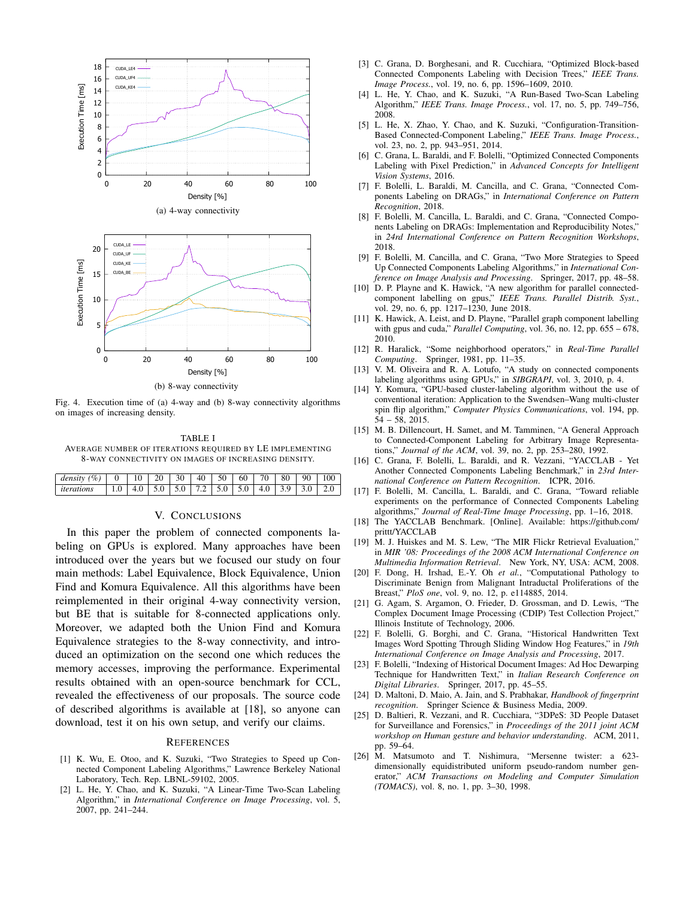Execution Time [ms]

18
16
14
12
10
8
6
4
2
0

CUDA_LE4
CUDA_UF4
CUDA_KE4

0 20 40 60 80 100

Density [%]

(a) 4-way connectivity

Execution Time [ms]

20
15
10
5
0

CUDA_LE
CUDA_UF
CUDA_KE
CUDA_BE

0 20 40 60 80 100

Density [%]

(b) 8-way connectivity

Fig. 4. Execution time of (a) 4-way and (b) 8-way connectivity algorithms on images of increasing density.

TABLE I
AVERAGE NUMBER OF ITERATIONS REQUIRED BY LE IMPLEMENTING 8-WAY CONNECTIVITY ON IMAGES OF INCREASING DENSITY.

| *density (%)* | 0 | 10 | 20 | 30 | 40 | 50 | 60 | 70 | 80 | 90 | 100 |
|---|---|---|---|---|---|---|---|---|---|---|---|
| *iterations* | 1.0 | 4.0 | 5.0 | 5.0 | 7.2 | 5.0 | 5.0 | 4.0 | 3.9 | 3.0 | 2.0 |

## V. CONCLUSIONS

In this paper the problem of connected components labeling on GPUs is explored. Many approaches have been introduced over the years but we focused our study on four main methods: Label Equivalence, Block Equivalence, Union Find and Komura Equivalence. All this algorithms have been reimplemented in their original 4-way connectivity version, but BE that is suitable for 8-connected applications only. Moreover, we adapted both the Union Find and Komura Equivalence strategies to the 8-way connectivity, and introduced an optimization on the second one which reduces the memory accesses, improving the performance. Experimental results obtained with an open-source benchmark for CCL, revealed the effectiveness of our proposals. The source code of described algorithms is available at [18], so anyone can download, test it on his own setup, and verify our claims.

## REFERENCES

[1] K. Wu, E. Otoo, and K. Suzuki, "Two Strategies to Speed up Connected Component Labeling Algorithms," Lawrence Berkeley National Laboratory, Tech. Rep. LBNL-59102, 2005.

[2] L. He, Y. Chao, and K. Suzuki, "A Linear-Time Two-Scan Labeling Algorithm," in *International Conference on Image Processing*, vol. 5, 2007, pp. 241–244.

[3] C. Grana, D. Borghesani, and R. Cucchiara, "Optimized Block-based Connected Components Labeling with Decision Trees," *IEEE Trans. Image Process.*, vol. 19, no. 6, pp. 1596–1609, 2010.

[4] L. He, Y. Chao, and K. Suzuki, "A Run-Based Two-Scan Labeling Algorithm," *IEEE Trans. Image Process.*, vol. 17, no. 5, pp. 749–756, 2008.

[5] L. He, X. Zhao, Y. Chao, and K. Suzuki, "Configuration-Transition-Based Connected-Component Labeling," *IEEE Trans. Image Process.*, vol. 23, no. 2, pp. 943–951, 2014.

[6] C. Grana, L. Baraldi, and F. Bolelli, "Optimized Connected Components Labeling with Pixel Prediction," in *Advanced Concepts for Intelligent Vision Systems*, 2016.

[7] F. Bolelli, L. Baraldi, M. Cancilla, and C. Grana, "Connected Components Labeling on DRAGs," in *International Conference on Pattern Recognition*, 2018.

[8] F. Bolelli, M. Cancilla, L. Baraldi, and C. Grana, "Connected Components Labeling on DRAGs: Implementation and Reproducibility Notes," in *24rd International Conference on Pattern Recognition Workshops*, 2018.

[9] F. Bolelli, M. Cancilla, and C. Grana, "Two More Strategies to Speed Up Connected Components Labeling Algorithms," in *International Conference on Image Analysis and Processing*. Springer, 2017, pp. 48–58.

[10] D. P. Playne and K. Hawick, "A new algorithm for parallel connected-component labelling on gpus," *IEEE Trans. Parallel Distrib. Syst.*, vol. 29, no. 6, pp. 1217–1230, June 2018.

[11] K. Hawick, A. Leist, and D. Playne, "Parallel graph component labelling with gpus and cuda," *Parallel Computing*, vol. 36, no. 12, pp. 655 – 678, 2010.

[12] R. Haralick, "Some neighborhood operators," in *Real-Time Parallel Computing*. Springer, 1981, pp. 11–35.

[13] V. M. Oliveira and R. A. Lotufo, "A study on connected components labeling algorithms using GPUs," in *SIBGRAPI*, vol. 3, 2010, p. 4.

[14] Y. Komura, "GPU-based cluster-labeling algorithm without the use of conventional iteration: Application to the Swendsen–Wang multi-cluster spin flip algorithm," *Computer Physics Communications*, vol. 194, pp. 54 – 58, 2015.

[15] M. B. Dillencourt, H. Samet, and M. Tamminen, "A General Approach to Connected-Component Labeling for Arbitrary Image Representations," *Journal of the ACM*, vol. 39, no. 2, pp. 253–280, 1992.

[16] C. Grana, F. Bolelli, L. Baraldi, and R. Vezzani, "YACCLAB - Yet Another Connected Components Labeling Benchmark," in *23rd International Conference on Pattern Recognition*. ICPR, 2016.

[17] F. Bolelli, M. Cancilla, L. Baraldi, and C. Grana, "Toward reliable experiments on the performance of Connected Components Labeling algorithms," *Journal of Real-Time Image Processing*, pp. 1–16, 2018.

[18] The YACCLAB Benchmark. [Online]. Available: https://github.com/prittt/YACCLAB

[19] M. J. Huiskes and M. S. Lew, "The MIR Flickr Retrieval Evaluation," in *MIR '08: Proceedings of the 2008 ACM International Conference on Multimedia Information Retrieval*. New York, NY, USA: ACM, 2008.

[20] F. Dong, H. Irshad, E.-Y. Oh *et al.*, "Computational Pathology to Discriminate Benign from Malignant Intraductal Proliferations of the Breast," *PloS one*, vol. 9, no. 12, p. e114885, 2014.

[21] G. Agam, S. Argamon, O. Frieder, D. Grossman, and D. Lewis, "The Complex Document Image Processing (CDIP) Test Collection Project," Illinois Institute of Technology, 2006.

[22] F. Bolelli, G. Borghi, and C. Grana, "Historical Handwritten Text Images Word Spotting Through Sliding Window Hog Features," in *19th International Conference on Image Analysis and Processing*, 2017.

[23] F. Bolelli, "Indexing of Historical Document Images: Ad Hoc Dewarping Technique for Handwritten Text," in *Italian Research Conference on Digital Libraries*. Springer, 2017, pp. 45–55.

[24] D. Maltoni, D. Maio, A. Jain, and S. Prabhakar, *Handbook of fingerprint recognition*. Springer Science & Business Media, 2009.

[25] D. Baltieri, R. Vezzani, and R. Cucchiara, "3DPeS: 3D People Dataset for Surveillance and Forensics," in *Proceedings of the 2011 joint ACM workshop on Human gesture and behavior understanding*. ACM, 2011, pp. 59–64.

[26] M. Matsumoto and T. Nishimura, "Mersenne twister: a 623-dimensionally equidistributed uniform pseudo-random number generator," *ACM Transactions on Modeling and Computer Simulation (TOMACS)*, vol. 8, no. 1, pp. 3–30, 1998.